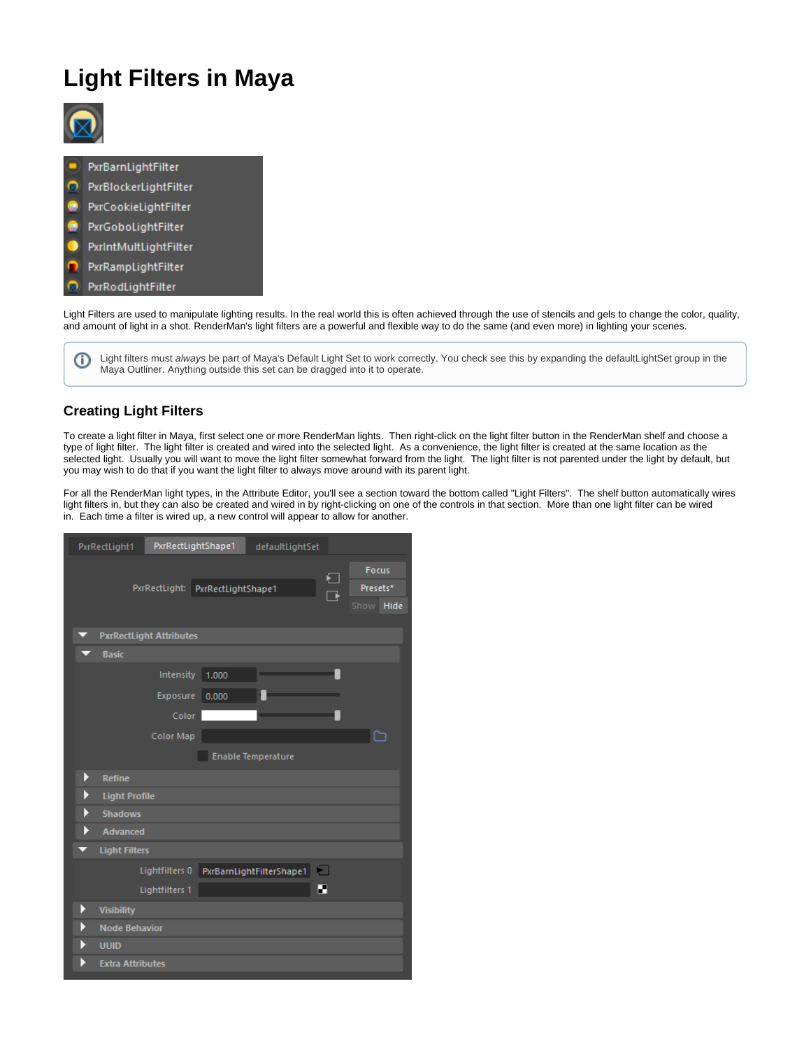# Light Filters in Maya

Light Filters are used to manipulate lighting results. In the real world this is often achieved through the use of stencils and gels to change the color, quality, and amount of light in a shot. RenderMan's light filters are a powerful and flexible way to do the same (and even more) in lighting your scenes.

> Light filters must *always* be part of Maya's Default Light Set to work correctly. You check see this by expanding the defaultLightSet group in the Maya Outliner. Anything outside this set can be dragged into it to operate.

## Creating Light Filters

To create a light filter in Maya, first select one or more RenderMan lights. Then right-click on the light filter button in the RenderMan shelf and choose a type of light filter. The light filter is created and wired into the selected light. As a convenience, the light filter is created at the same location as the selected light. Usually you will want to move the light filter somewhat forward from the light. The light filter is not parented under the light by default, but you may wish to do that if you want the light filter to always move around with its parent light.

For all the RenderMan light types, in the Attribute Editor, you'll see a section toward the bottom called "Light Filters". The shelf button automatically wires light filters in, but they can also be created and wired in by right-clicking on one of the controls in that section. More than one light filter can be wired in. Each time a filter is wired up, a new control will appear to allow for another.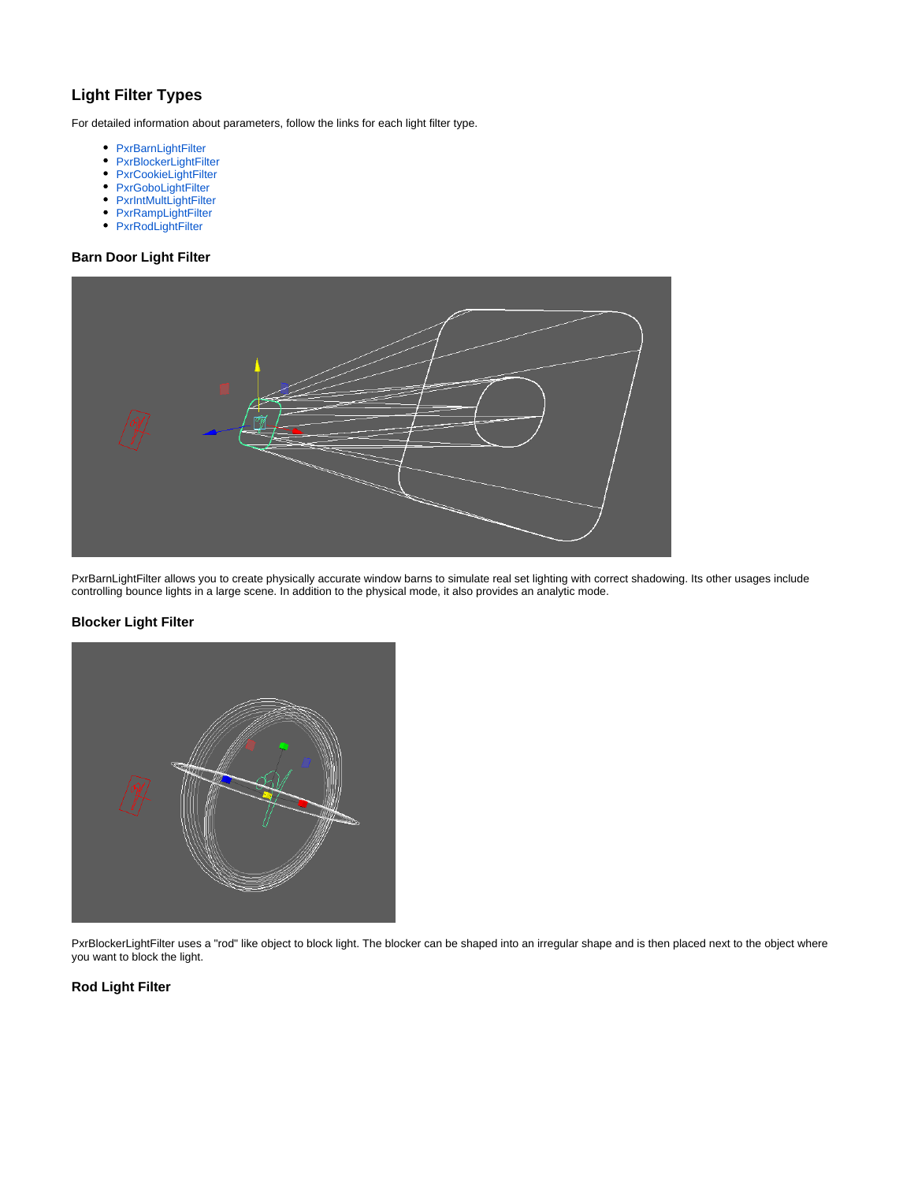## Light Filter Types

For detailed information about parameters, follow the links for each light filter type.

- PxrBarnLightFilter
- PxrBlockerLightFilter
- PxrCookieLightFilter
- PxrGoboLightFilter
- PxrIntMultLightFilter
- PxrRampLightFilter
- PxrRodLightFilter

### Barn Door Light Filter

PxrBarnLightFilter allows you to create physically accurate window barns to simulate real set lighting with correct shadowing. Its other usages include controlling bounce lights in a large scene. In addition to the physical mode, it also provides an analytic mode.

### Blocker Light Filter

PxrBlockerLightFilter uses a "rod" like object to block light. The blocker can be shaped into an irregular shape and is then placed next to the object where you want to block the light.

### Rod Light Filter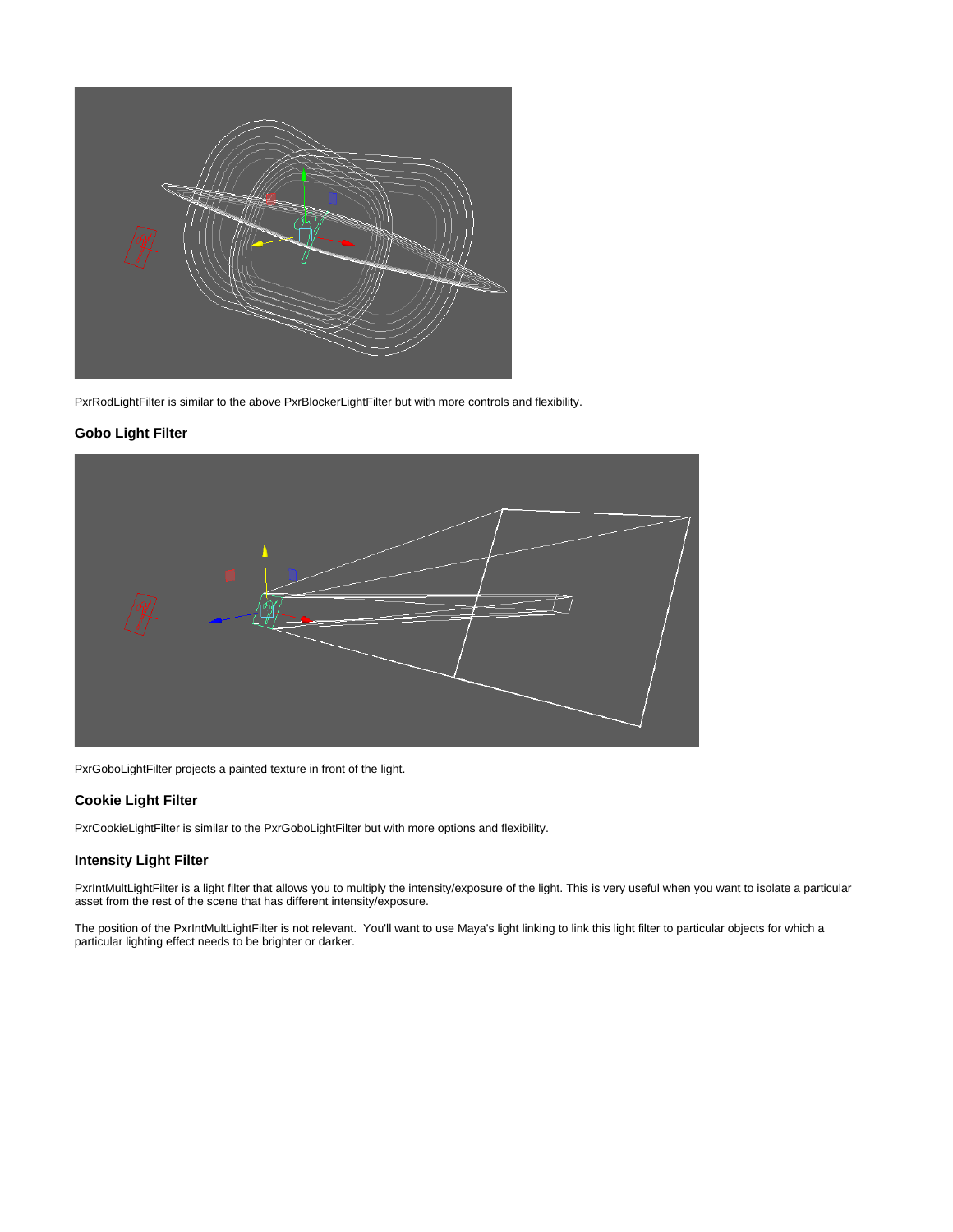PxrRodLightFilter is similar to the above PxrBlockerLightFilter but with more controls and flexibility.

### Gobo Light Filter

PxrGoboLightFilter projects a painted texture in front of the light.

### Cookie Light Filter

PxrCookieLightFilter is similar to the PxrGoboLightFilter but with more options and flexibility.

### Intensity Light Filter

PxrIntMultLightFilter is a light filter that allows you to multiply the intensity/exposure of the light. This is very useful when you want to isolate a particular asset from the rest of the scene that has different intensity/exposure.

The position of the PxrIntMultLightFilter is not relevant. You'll want to use Maya's light linking to link this light filter to particular objects for which a particular lighting effect needs to be brighter or darker.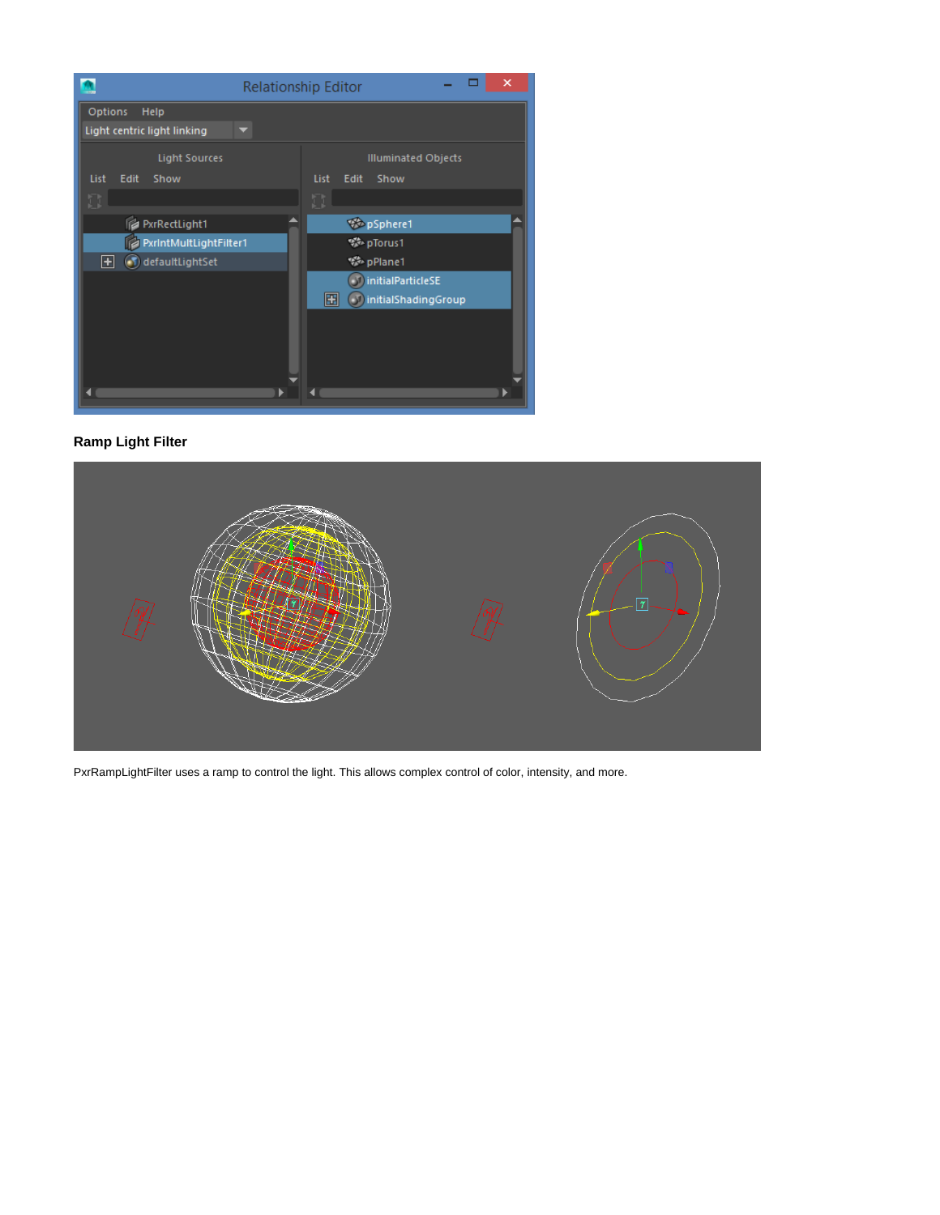**Ramp Light Filter**

PxrRampLightFilter uses a ramp to control the light. This allows complex control of color, intensity, and more.